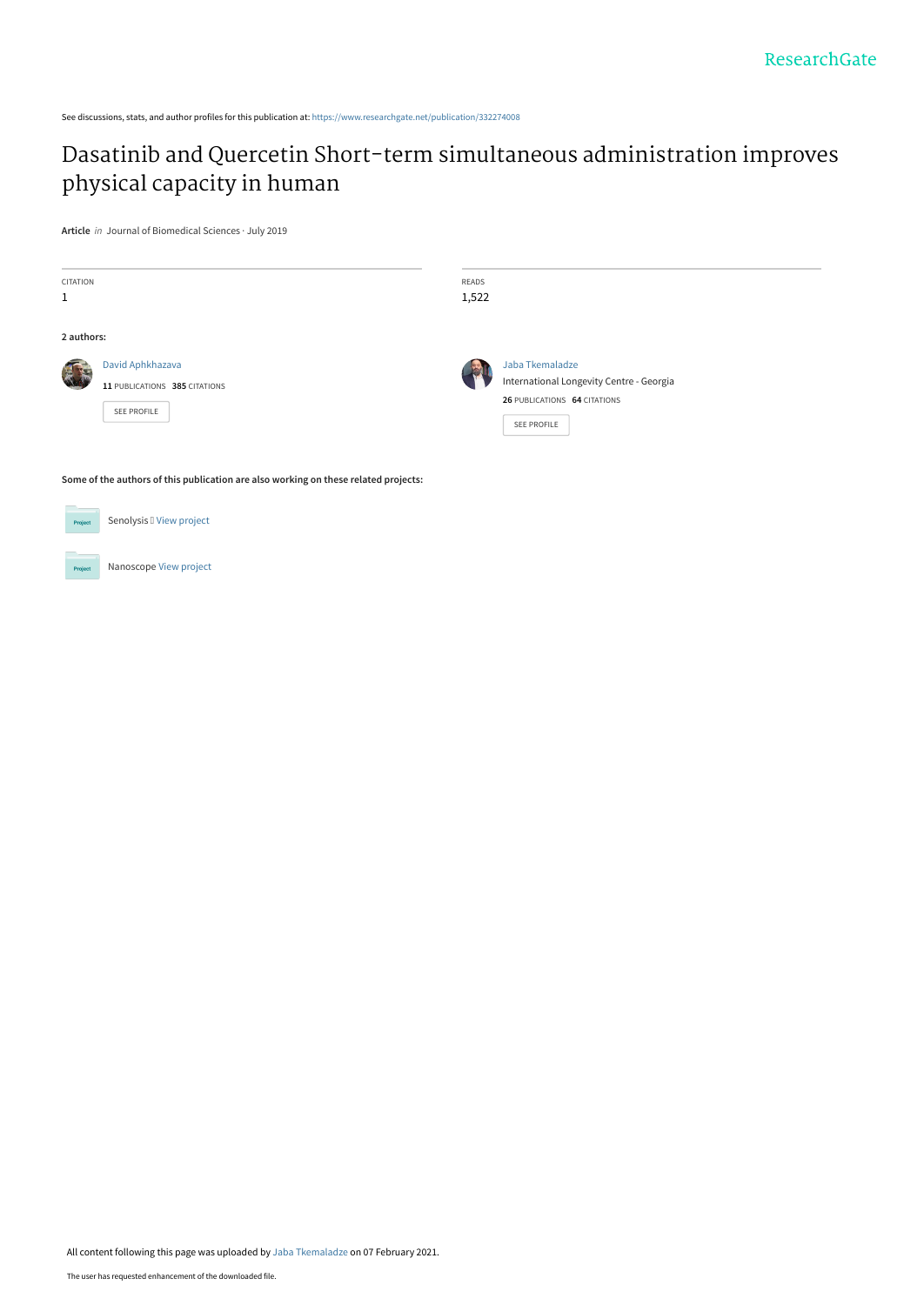See discussions, stats, and author profiles for this publication at: https://www.researchgate.net/publication/332274008

# Dasatinib and Quercetin Short-term simultaneous administration improves physical capacity in human

**Article** *in* Journal of Biomedical Sciences · July 2019

CITATION
1

READS
1,522

**2 authors:**

David Aphkhazava
**11** PUBLICATIONS **385** CITATIONS
SEE PROFILE

Jaba Tkemaladze
International Longevity Centre - Georgia
**26** PUBLICATIONS **64** CITATIONS
SEE PROFILE

**Some of the authors of this publication are also working on these related projects:**

Senolysis View project

Nanoscope View project

All content following this page was uploaded by Jaba Tkemaladze on 07 February 2021.

The user has requested enhancement of the downloaded file.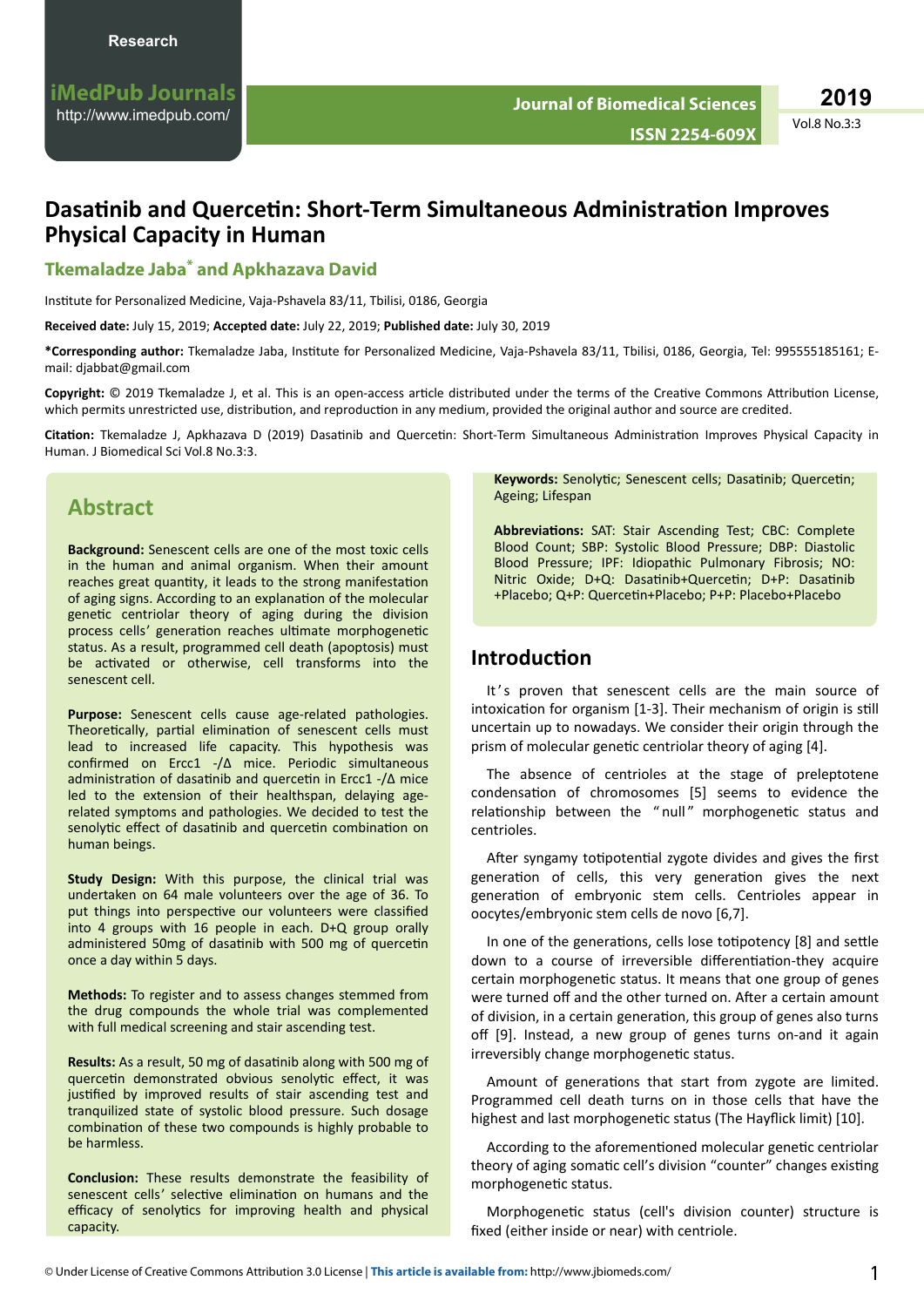# Dasatinib and Quercetin: Short-Term Simultaneous Administration Improves Physical Capacity in Human

## Tkemaladze Jaba* and Apkhazava David

Institute for Personalized Medicine, Vaja-Pshavela 83/11, Tbilisi, 0186, Georgia

**Received date:** July 15, 2019; **Accepted date:** July 22, 2019; **Published date:** July 30, 2019

***Corresponding author:** Tkemaladze Jaba, Institute for Personalized Medicine, Vaja-Pshavela 83/11, Tbilisi, 0186, Georgia, Tel: 995555185161; E-mail: djabbat@gmail.com

**Copyright:** © 2019 Tkemaladze J, et al. This is an open-access article distributed under the terms of the Creative Commons Attribution License, which permits unrestricted use, distribution, and reproduction in any medium, provided the original author and source are credited.

**Citation:** Tkemaladze J, Apkhazava D (2019) Dasatinib and Quercetin: Short-Term Simultaneous Administration Improves Physical Capacity in Human. J Biomedical Sci Vol.8 No.3:3.

## Abstract

**Background:** Senescent cells are one of the most toxic cells in the human and animal organism. When their amount reaches great quantity, it leads to the strong manifestation of aging signs. According to an explanation of the molecular genetic centriolar theory of aging during the division process cells' generation reaches ultimate morphogenetic status. As a result, programmed cell death (apoptosis) must be activated or otherwise, cell transforms into the senescent cell.

**Purpose:** Senescent cells cause age-related pathologies. Theoretically, partial elimination of senescent cells must lead to increased life capacity. This hypothesis was confirmed on Ercc1 -/Δ mice. Periodic simultaneous administration of dasatinib and quercetin in Ercc1 -/Δ mice led to the extension of their healthspan, delaying age-related symptoms and pathologies. We decided to test the senolytic effect of dasatinib and quercetin combination on human beings.

**Study Design:** With this purpose, the clinical trial was undertaken on 64 male volunteers over the age of 36. To put things into perspective our volunteers were classified into 4 groups with 16 people in each. D+Q group orally administered 50mg of dasatinib with 500 mg of quercetin once a day within 5 days.

**Methods:** To register and to assess changes stemmed from the drug compounds the whole trial was complemented with full medical screening and stair ascending test.

**Results:** As a result, 50 mg of dasatinib along with 500 mg of quercetin demonstrated obvious senolytic effect, it was justified by improved results of stair ascending test and tranquilized state of systolic blood pressure. Such dosage combination of these two compounds is highly probable to be harmless.

**Conclusion:** These results demonstrate the feasibility of senescent cells' selective elimination on humans and the efficacy of senolytics for improving health and physical capacity.

**Keywords:** Senolytic; Senescent cells; Dasatinib; Quercetin; Ageing; Lifespan

**Abbreviations:** SAT: Stair Ascending Test; CBC: Complete Blood Count; SBP: Systolic Blood Pressure; DBP: Diastolic Blood Pressure; IPF: Idiopathic Pulmonary Fibrosis; NO: Nitric Oxide; D+Q: Dasatinib+Quercetin; D+P: Dasatinib +Placebo; Q+P: Quercetin+Placebo; P+P: Placebo+Placebo

## Introduction

It's proven that senescent cells are the main source of intoxication for organism [1-3]. Their mechanism of origin is still uncertain up to nowadays. We consider their origin through the prism of molecular genetic centriolar theory of aging [4].

The absence of centrioles at the stage of preleptotene condensation of chromosomes [5] seems to evidence the relationship between the "null" morphogenetic status and centrioles.

After syngamy totipotential zygote divides and gives the first generation of cells, this very generation gives the next generation of embryonic stem cells. Centrioles appear in oocytes/embryonic stem cells de novo [6,7].

In one of the generations, cells lose totipotency [8] and settle down to a course of irreversible differentiation-they acquire certain morphogenetic status. It means that one group of genes were turned off and the other turned on. After a certain amount of division, in a certain generation, this group of genes also turns off [9]. Instead, a new group of genes turns on-and it again irreversibly change morphogenetic status.

Amount of generations that start from zygote are limited. Programmed cell death turns on in those cells that have the highest and last morphogenetic status (The Hayflick limit) [10].

According to the aforementioned molecular genetic centriolar theory of aging somatic cell's division "counter" changes existing morphogenetic status.

Morphogenetic status (cell's division counter) structure is fixed (either inside or near) with centriole.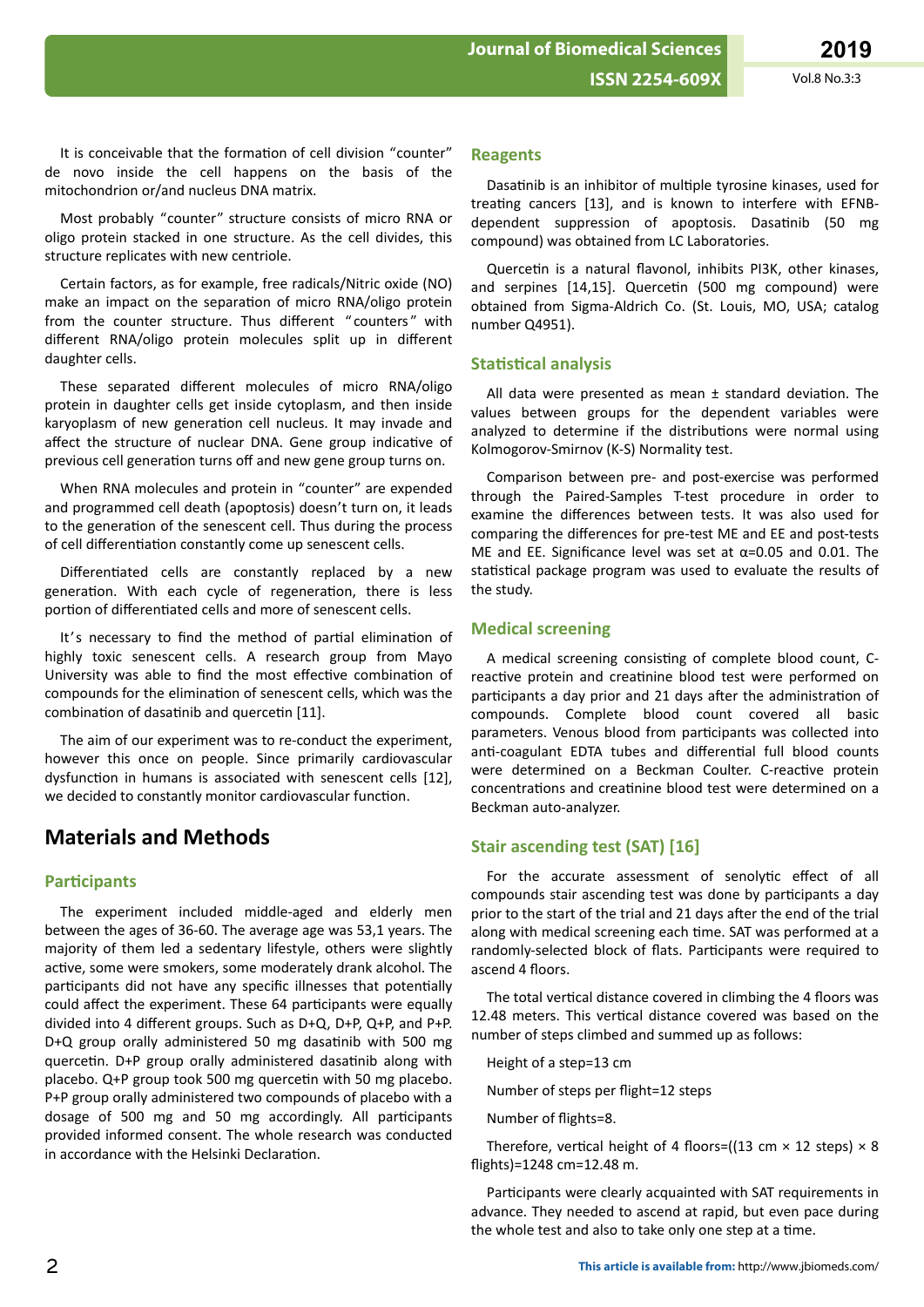It is conceivable that the formation of cell division "counter" de novo inside the cell happens on the basis of the mitochondrion or/and nucleus DNA matrix.

Most probably "counter" structure consists of micro RNA or oligo protein stacked in one structure. As the cell divides, this structure replicates with new centriole.

Certain factors, as for example, free radicals/Nitric oxide (NO) make an impact on the separation of micro RNA/oligo protein from the counter structure. Thus different "counters" with different RNA/oligo protein molecules split up in different daughter cells.

These separated different molecules of micro RNA/oligo protein in daughter cells get inside cytoplasm, and then inside karyoplasm of new generation cell nucleus. It may invade and affect the structure of nuclear DNA. Gene group indicative of previous cell generation turns off and new gene group turns on.

When RNA molecules and protein in "counter" are expended and programmed cell death (apoptosis) doesn't turn on, it leads to the generation of the senescent cell. Thus during the process of cell differentiation constantly come up senescent cells.

Differentiated cells are constantly replaced by a new generation. With each cycle of regeneration, there is less portion of differentiated cells and more of senescent cells.

It's necessary to find the method of partial elimination of highly toxic senescent cells. A research group from Mayo University was able to find the most effective combination of compounds for the elimination of senescent cells, which was the combination of dasatinib and quercetin [11].

The aim of our experiment was to re-conduct the experiment, however this once on people. Since primarily cardiovascular dysfunction in humans is associated with senescent cells [12], we decided to constantly monitor cardiovascular function.

# Materials and Methods

## Participants

The experiment included middle-aged and elderly men between the ages of 36-60. The average age was 53,1 years. The majority of them led a sedentary lifestyle, others were slightly active, some were smokers, some moderately drank alcohol. The participants did not have any specific illnesses that potentially could affect the experiment. These 64 participants were equally divided into 4 different groups. Such as D+Q, D+P, Q+P, and P+P. D+Q group orally administered 50 mg dasatinib with 500 mg quercetin. D+P group orally administered dasatinib along with placebo. Q+P group took 500 mg quercetin with 50 mg placebo. P+P group orally administered two compounds of placebo with a dosage of 500 mg and 50 mg accordingly. All participants provided informed consent. The whole research was conducted in accordance with the Helsinki Declaration.

## Reagents

Dasatinib is an inhibitor of multiple tyrosine kinases, used for treating cancers [13], and is known to interfere with EFNB-dependent suppression of apoptosis. Dasatinib (50 mg compound) was obtained from LC Laboratories.

Quercetin is a natural flavonol, inhibits PI3K, other kinases, and serpines [14,15]. Quercetin (500 mg compound) were obtained from Sigma-Aldrich Co. (St. Louis, MO, USA; catalog number Q4951).

## Statistical analysis

All data were presented as mean ± standard deviation. The values between groups for the dependent variables were analyzed to determine if the distributions were normal using Kolmogorov-Smirnov (K-S) Normality test.

Comparison between pre- and post-exercise was performed through the Paired-Samples T-test procedure in order to examine the differences between tests. It was also used for comparing the differences for pre-test ME and EE and post-tests ME and EE. Significance level was set at $\alpha=0.05$ and 0.01. The statistical package program was used to evaluate the results of the study.

## Medical screening

A medical screening consisting of complete blood count, C-reactive protein and creatinine blood test were performed on participants a day prior and 21 days after the administration of compounds. Complete blood count covered all basic parameters. Venous blood from participants was collected into anti-coagulant EDTA tubes and differential full blood counts were determined on a Beckman Coulter. C-reactive protein concentrations and creatinine blood test were determined on a Beckman auto-analyzer.

## Stair ascending test (SAT) [16]

For the accurate assessment of senolytic effect of all compounds stair ascending test was done by participants a day prior to the start of the trial and 21 days after the end of the trial along with medical screening each time. SAT was performed at a randomly-selected block of flats. Participants were required to ascend 4 floors.

The total vertical distance covered in climbing the 4 floors was 12.48 meters. This vertical distance covered was based on the number of steps climbed and summed up as follows:

Height of a step=13 cm

Number of steps per flight=12 steps

Number of flights=8.

Therefore, vertical height of 4 floors=((13 cm × 12 steps) × 8 flights)=1248 cm=12.48 m.

Participants were clearly acquainted with SAT requirements in advance. They needed to ascend at rapid, but even pace during the whole test and also to take only one step at a time.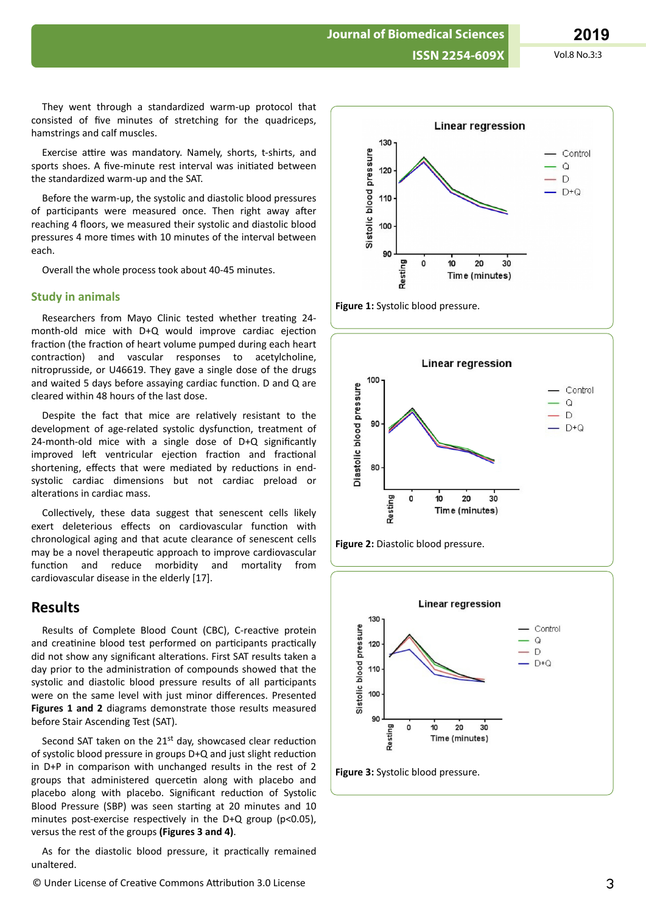They went through a standardized warm-up protocol that consisted of five minutes of stretching for the quadriceps, hamstrings and calf muscles.

Exercise attire was mandatory. Namely, shorts, t-shirts, and sports shoes. A five-minute rest interval was initiated between the standardized warm-up and the SAT.

Before the warm-up, the systolic and diastolic blood pressures of participants were measured once. Then right away after reaching 4 floors, we measured their systolic and diastolic blood pressures 4 more times with 10 minutes of the interval between each.

Overall the whole process took about 40-45 minutes.

## Study in animals

Researchers from Mayo Clinic tested whether treating 24-month-old mice with D+Q would improve cardiac ejection fraction (the fraction of heart volume pumped during each heart contraction) and vascular responses to acetylcholine, nitroprusside, or U46619. They gave a single dose of the drugs and waited 5 days before assaying cardiac function. D and Q are cleared within 48 hours of the last dose.

Despite the fact that mice are relatively resistant to the development of age-related systolic dysfunction, treatment of 24-month-old mice with a single dose of D+Q significantly improved left ventricular ejection fraction and fractional shortening, effects that were mediated by reductions in end-systolic cardiac dimensions but not cardiac preload or alterations in cardiac mass.

Collectively, these data suggest that senescent cells likely exert deleterious effects on cardiovascular function with chronological aging and that acute clearance of senescent cells may be a novel therapeutic approach to improve cardiovascular function and reduce morbidity and mortality from cardiovascular disease in the elderly [17].

## Results

Results of Complete Blood Count (CBC), C-reactive protein and creatinine blood test performed on participants practically did not show any significant alterations. First SAT results taken a day prior to the administration of compounds showed that the systolic and diastolic blood pressure results of all participants were on the same level with just minor differences. Presented **Figures 1 and 2** diagrams demonstrate those results measured before Stair Ascending Test (SAT).

Second SAT taken on the 21$^{st}$ day, showcased clear reduction of systolic blood pressure in groups D+Q and just slight reduction in D+P in comparison with unchanged results in the rest of 2 groups that administered quercetin along with placebo and placebo along with placebo. Significant reduction of Systolic Blood Pressure (SBP) was seen starting at 20 minutes and 10 minutes post-exercise respectively in the D+Q group ($p<0.05$), versus the rest of the groups **(Figures 3 and 4)**.

As for the diastolic blood pressure, it practically remained unaltered.

**Figure 1:** Systolic blood pressure.

**Figure 2:** Diastolic blood pressure.

**Figure 3:** Systolic blood pressure.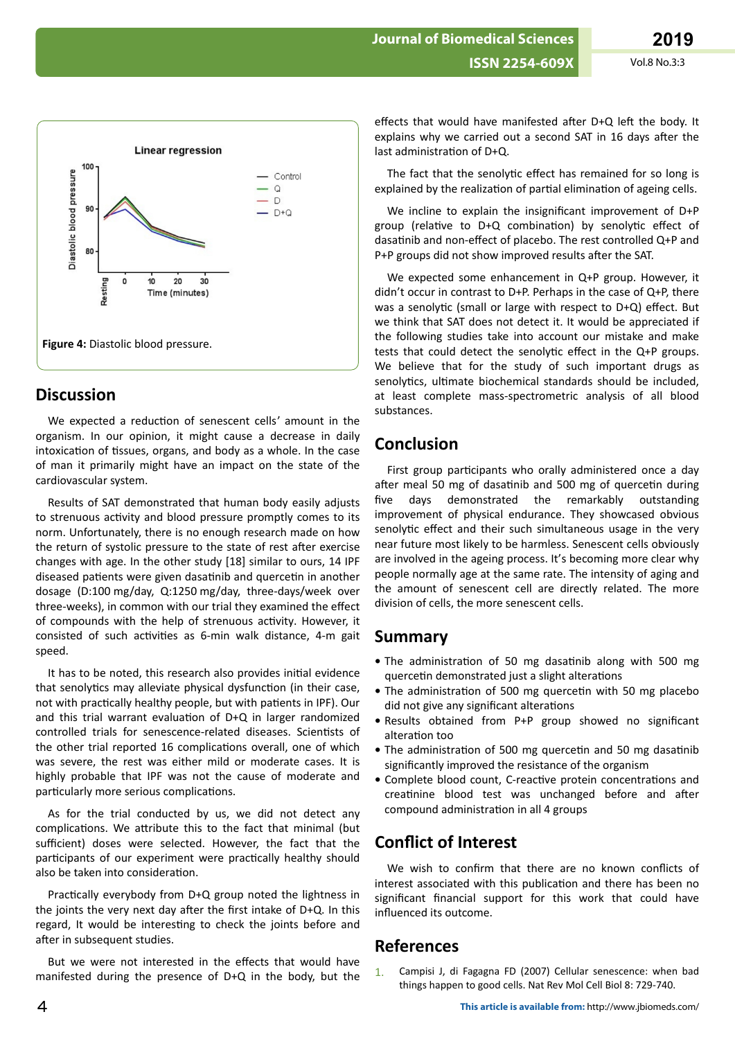**Figure 4:** Diastolic blood pressure.

## Discussion

We expected a reduction of senescent cells' amount in the organism. In our opinion, it might cause a decrease in daily intoxication of tissues, organs, and body as a whole. In the case of man it primarily might have an impact on the state of the cardiovascular system.

Results of SAT demonstrated that human body easily adjusts to strenuous activity and blood pressure promptly comes to its norm. Unfortunately, there is no enough research made on how the return of systolic pressure to the state of rest after exercise changes with age. In the other study [18] similar to ours, 14 IPF diseased patients were given dasatinib and quercetin in another dosage (D:100 mg/day, Q:1250 mg/day, three-days/week over three-weeks), in common with our trial they examined the effect of compounds with the help of strenuous activity. However, it consisted of such activities as 6-min walk distance, 4-m gait speed.

It has to be noted, this research also provides initial evidence that senolytics may alleviate physical dysfunction (in their case, not with practically healthy people, but with patients in IPF). Our and this trial warrant evaluation of D+Q in larger randomized controlled trials for senescence-related diseases. Scientists of the other trial reported 16 complications overall, one of which was severe, the rest was either mild or moderate cases. It is highly probable that IPF was not the cause of moderate and particularly more serious complications.

As for the trial conducted by us, we did not detect any complications. We attribute this to the fact that minimal (but sufficient) doses were selected. However, the fact that the participants of our experiment were practically healthy should also be taken into consideration.

Practically everybody from D+Q group noted the lightness in the joints the very next day after the first intake of D+Q. In this regard, It would be interesting to check the joints before and after in subsequent studies.

But we were not interested in the effects that would have manifested during the presence of D+Q in the body, but the effects that would have manifested after D+Q left the body. It explains why we carried out a second SAT in 16 days after the last administration of D+Q.

The fact that the senolytic effect has remained for so long is explained by the realization of partial elimination of ageing cells.

We incline to explain the insignificant improvement of D+P group (relative to D+Q combination) by senolytic effect of dasatinib and non-effect of placebo. The rest controlled Q+P and P+P groups did not show improved results after the SAT.

We expected some enhancement in Q+P group. However, it didn't occur in contrast to D+P. Perhaps in the case of Q+P, there was a senolytic (small or large with respect to D+Q) effect. But we think that SAT does not detect it. It would be appreciated if the following studies take into account our mistake and make tests that could detect the senolytic effect in the Q+P groups. We believe that for the study of such important drugs as senolytics, ultimate biochemical standards should be included, at least complete mass-spectrometric analysis of all blood substances.

## Conclusion

First group participants who orally administered once a day after meal 50 mg of dasatinib and 500 mg of quercetin during five days demonstrated the remarkably outstanding improvement of physical endurance. They showcased obvious senolytic effect and their such simultaneous usage in the very near future most likely to be harmless. Senescent cells obviously are involved in the ageing process. It's becoming more clear why people normally age at the same rate. The intensity of aging and the amount of senescent cell are directly related. The more division of cells, the more senescent cells.

## Summary

- The administration of 50 mg dasatinib along with 500 mg quercetin demonstrated just a slight alterations
- The administration of 500 mg quercetin with 50 mg placebo did not give any significant alterations
- Results obtained from P+P group showed no significant alteration too
- The administration of 500 mg quercetin and 50 mg dasatinib significantly improved the resistance of the organism
- Complete blood count, C-reactive protein concentrations and creatinine blood test was unchanged before and after compound administration in all 4 groups

## Conflict of Interest

We wish to confirm that there are no known conflicts of interest associated with this publication and there has been no significant financial support for this work that could have influenced its outcome.

## References

1. Campisi J, di Fagagna FD (2007) Cellular senescence: when bad things happen to good cells. Nat Rev Mol Cell Biol 8: 729-740.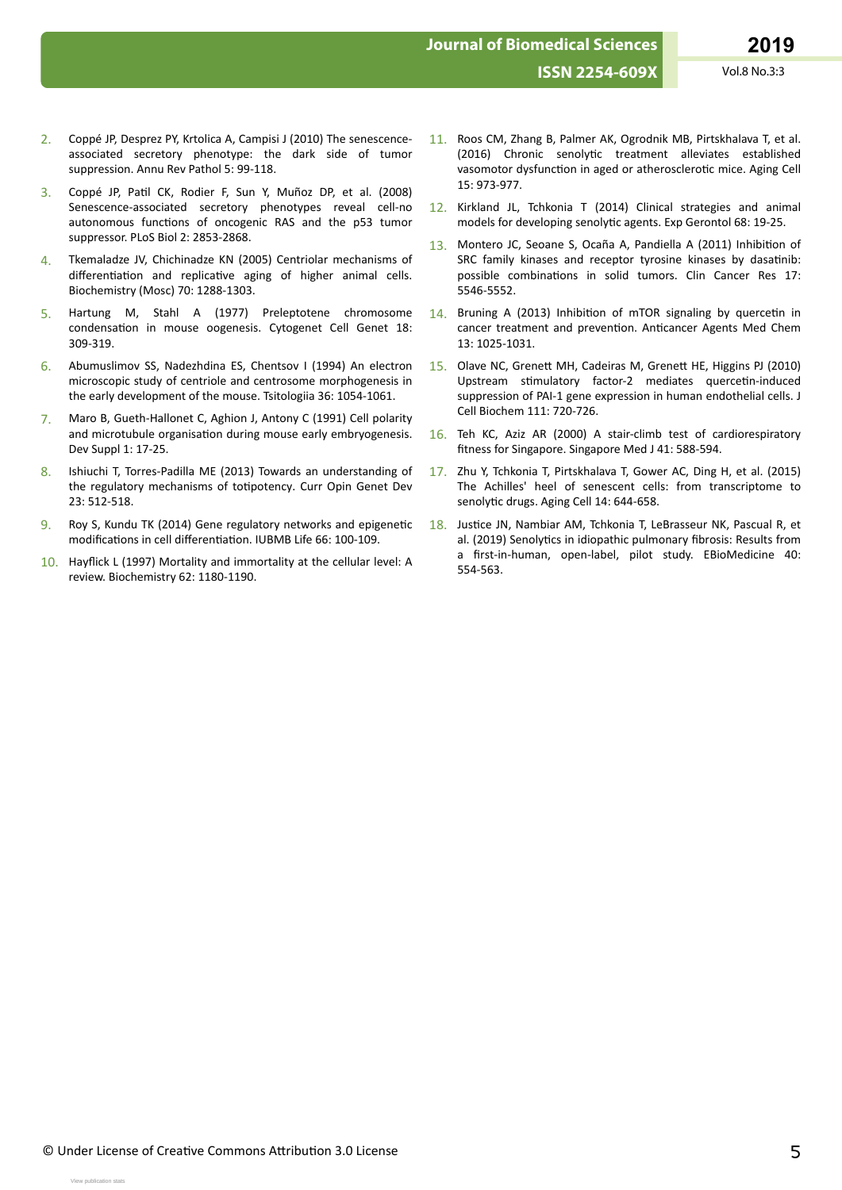2. Coppé JP, Desprez PY, Krtolica A, Campisi J (2010) The senescence-associated secretory phenotype: the dark side of tumor suppression. Annu Rev Pathol 5: 99-118.
3. Coppé JP, Patil CK, Rodier F, Sun Y, Muñoz DP, et al. (2008) Senescence-associated secretory phenotypes reveal cell-no autonomous functions of oncogenic RAS and the p53 tumor suppressor. PLoS Biol 2: 2853-2868.
4. Tkemaladze JV, Chichinadze KN (2005) Centriolar mechanisms of differentiation and replicative aging of higher animal cells. Biochemistry (Mosc) 70: 1288-1303.
5. Hartung M, Stahl A (1977) Preleptotene chromosome condensation in mouse oogenesis. Cytogenet Cell Genet 18: 309-319.
6. Abumuslimov SS, Nadezhdina ES, Chentsov I (1994) An electron microscopic study of centriole and centrosome morphogenesis in the early development of the mouse. Tsitologiia 36: 1054-1061.
7. Maro B, Gueth-Hallonet C, Aghion J, Antony C (1991) Cell polarity and microtubule organisation during mouse early embryogenesis. Dev Suppl 1: 17-25.
8. Ishiuchi T, Torres-Padilla ME (2013) Towards an understanding of the regulatory mechanisms of totipotency. Curr Opin Genet Dev 23: 512-518.
9. Roy S, Kundu TK (2014) Gene regulatory networks and epigenetic modifications in cell differentiation. IUBMB Life 66: 100-109.
10. Hayflick L (1997) Mortality and immortality at the cellular level: A review. Biochemistry 62: 1180-1190.
11. Roos CM, Zhang B, Palmer AK, Ogrodnik MB, Pirtskhalava T, et al. (2016) Chronic senolytic treatment alleviates established vasomotor dysfunction in aged or atherosclerotic mice. Aging Cell 15: 973-977.
12. Kirkland JL, Tchkonia T (2014) Clinical strategies and animal models for developing senolytic agents. Exp Gerontol 68: 19-25.
13. Montero JC, Seoane S, Ocaña A, Pandiella A (2011) Inhibition of SRC family kinases and receptor tyrosine kinases by dasatinib: possible combinations in solid tumors. Clin Cancer Res 17: 5546-5552.
14. Bruning A (2013) Inhibition of mTOR signaling by quercetin in cancer treatment and prevention. Anticancer Agents Med Chem 13: 1025-1031.
15. Olave NC, Grenett MH, Cadeiras M, Grenett HE, Higgins PJ (2010) Upstream stimulatory factor-2 mediates quercetin-induced suppression of PAI-1 gene expression in human endothelial cells. J Cell Biochem 111: 720-726.
16. Teh KC, Aziz AR (2000) A stair-climb test of cardiorespiratory fitness for Singapore. Singapore Med J 41: 588-594.
17. Zhu Y, Tchkonia T, Pirtskhalava T, Gower AC, Ding H, et al. (2015) The Achilles' heel of senescent cells: from transcriptome to senolytic drugs. Aging Cell 14: 644-658.
18. Justice JN, Nambiar AM, Tchkonia T, LeBrasseur NK, Pascual R, et al. (2019) Senolytics in idiopathic pulmonary fibrosis: Results from a first-in-human, open-label, pilot study. EBioMedicine 40: 554-563.

© Under License of Creative Commons Attribution 3.0 License